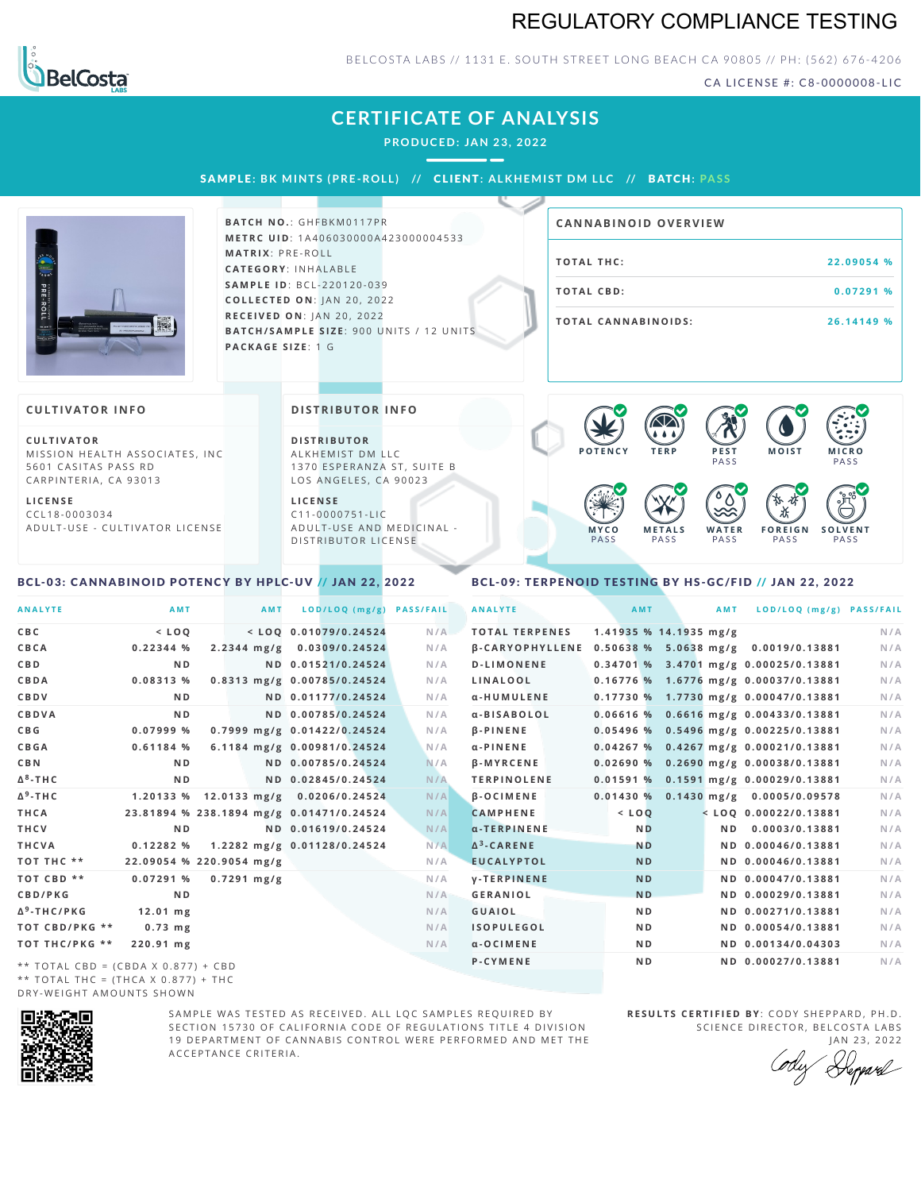# REGULATORY COMPLIANCE TESTING

BELCOSTA LABS // 1131 E. SOUTH STREET LONG BEACH CA 90805 // PH: (562) 676-4206

CA LICENSE #: C8-0000008-LIC

## CERTIFICATE OF ANALYSIS

**PRODUCED: JAN 23, 2022**

**SAMPLE:** BK MINTS (PRE-ROLL) // **CLIENT:** ALKHEMIST DM LLC // **BATCH:** PASS

**BATCH NO.:** GHFBKM0117PR
**METRC UID:** 1A406030000A423000004533
**MATRIX:** PRE-ROLL
**CATEGORY:** INHALABLE
**SAMPLE ID:** BCL-220120-039
**COLLECTED ON:** JAN 20, 2022
**RECEIVED ON:** JAN 20, 2022
**BATCH/SAMPLE SIZE:** 900 UNITS / 12 UNITS
**PACKAGE SIZE:** 1 G

### CANNABINOID OVERVIEW

| | |
|---|---|
| TOTAL THC: | 22.09054 % |
| TOTAL CBD: | 0.07291 % |
| TOTAL CANNABINOIDS: | 26.14149 % |

### CULTIVATOR INFO

**CULTIVATOR**
MISSION HEALTH ASSOCIATES, INC
5601 CASITAS PASS RD
CARPINTERIA, CA 93013

**LICENSE**
CCL18-0003034
ADULT-USE - CULTIVATOR LICENSE

### DISTRIBUTOR INFO

**DISTRIBUTOR**
ALKHEMIST DM LLC
1370 ESPERANZA ST, SUITE B
LOS ANGELES, CA 90023

**LICENSE**
C11-0000751-LIC
ADULT-USE AND MEDICINAL - DISTRIBUTOR LICENSE

| POTENCY | TERP | PEST | MOIST | MICRO |
|---|---|---|---|---|
| | | PASS | | PASS |

| MYCO | METALS | WATER | FOREIGN | SOLVENT |
|---|---|---|---|---|
| PASS | PASS | PASS | PASS | PASS |

### BCL-03: CANNABINOID POTENCY BY HPLC-UV // JAN 22, 2022

| ANALYTE | AMT | AMT | LOD/LOQ (mg/g) | PASS/FAIL |
|---|---|---|---|---|
| CBC | < LOQ | < LOQ | 0.01079/0.24524 | N/A |
| CBCA | 0.22344 % | 2.2344 mg/g | 0.0309/0.24524 | N/A |
| CBD | ND | ND | 0.01521/0.24524 | N/A |
| CBDA | 0.08313 % | 0.8313 mg/g | 0.00785/0.24524 | N/A |
| CBDV | ND | ND | 0.01177/0.24524 | N/A |
| CBDVA | ND | ND | 0.00785/0.24524 | N/A |
| CBG | 0.07999 % | 0.7999 mg/g | 0.01422/0.24524 | N/A |
| CBGA | 0.61184 % | 6.1184 mg/g | 0.00981/0.24524 | N/A |
| CBN | ND | ND | 0.00785/0.24524 | N/A |
| Δ⁸-THC | ND | ND | 0.02845/0.24524 | N/A |
| Δ⁹-THC | 1.20133 % | 12.0133 mg/g | 0.0206/0.24524 | N/A |
| THCA | 23.81894 % | 238.1894 mg/g | 0.01471/0.24524 | N/A |
| THCV | ND | ND | 0.01619/0.24524 | N/A |
| THCVA | 0.12282 % | 1.2282 mg/g | 0.01128/0.24524 | N/A |
| TOT THC ** | 22.09054 % | 220.9054 mg/g | | N/A |
| TOT CBD ** | 0.07291 % | 0.7291 mg/g | | N/A |
| CBD/PKG | ND | | | N/A |
| Δ⁹-THC/PKG | 12.01 mg | | | N/A |
| TOT CBD/PKG ** | 0.73 mg | | | N/A |
| TOT THC/PKG ** | 220.91 mg | | | N/A |

** TOTAL CBD = (CBDA X 0.877) + CBD
** TOTAL THC = (THCA X 0.877) + THC
DRY-WEIGHT AMOUNTS SHOWN

### BCL-09: TERPENOID TESTING BY HS-GC/FID // JAN 22, 2022

| ANALYTE | AMT | AMT | LOD/LOQ (mg/g) | PASS/FAIL |
|---|---|---|---|---|
| TOTAL TERPENES | 1.41935 % | 14.1935 mg/g | | N/A |
| β-CARYOPHYLLENE | 0.50638 % | 5.0638 mg/g | 0.0019/0.13881 | N/A |
| D-LIMONENE | 0.34701 % | 3.4701 mg/g | 0.00025/0.13881 | N/A |
| LINALOOL | 0.16776 % | 1.6776 mg/g | 0.00037/0.13881 | N/A |
| α-HUMULENE | 0.17730 % | 1.7730 mg/g | 0.00047/0.13881 | N/A |
| α-BISABOLOL | 0.06616 % | 0.6616 mg/g | 0.00433/0.13881 | N/A |
| β-PINENE | 0.05496 % | 0.5496 mg/g | 0.00225/0.13881 | N/A |
| α-PINENE | 0.04267 % | 0.4267 mg/g | 0.00021/0.13881 | N/A |
| β-MYRCENE | 0.02690 % | 0.2690 mg/g | 0.00038/0.13881 | N/A |
| TERPINOLENE | 0.01591 % | 0.1591 mg/g | 0.00029/0.13881 | N/A |
| β-OCIMENE | 0.01430 % | 0.1430 mg/g | 0.0005/0.09578 | N/A |
| CAMPHENE | < LOQ | < LOQ | 0.00022/0.13881 | N/A |
| α-TERPINENE | ND | ND | 0.0003/0.13881 | N/A |
| Δ³-CARENE | ND | ND | 0.00046/0.13881 | N/A |
| EUCALYPTOL | ND | ND | 0.00046/0.13881 | N/A |
| γ-TERPINENE | ND | ND | 0.00047/0.13881 | N/A |
| GERANIOL | ND | ND | 0.00029/0.13881 | N/A |
| GUAIOL | ND | ND | 0.00271/0.13881 | N/A |
| ISOPULEGOL | ND | ND | 0.00054/0.13881 | N/A |
| α-OCIMENE | ND | ND | 0.00134/0.04303 | N/A |
| P-CYMENE | ND | ND | 0.00027/0.13881 | N/A |

SAMPLE WAS TESTED AS RECEIVED. ALL LQC SAMPLES REQUIRED BY SECTION 15730 OF CALIFORNIA CODE OF REGULATIONS TITLE 4 DIVISION 19 DEPARTMENT OF CANNABIS CONTROL WERE PERFORMED AND MET THE ACCEPTANCE CRITERIA.

**RESULTS CERTIFIED BY:** CODY SHEPPARD, PH.D.
SCIENCE DIRECTOR, BELCOSTA LABS
JAN 23, 2022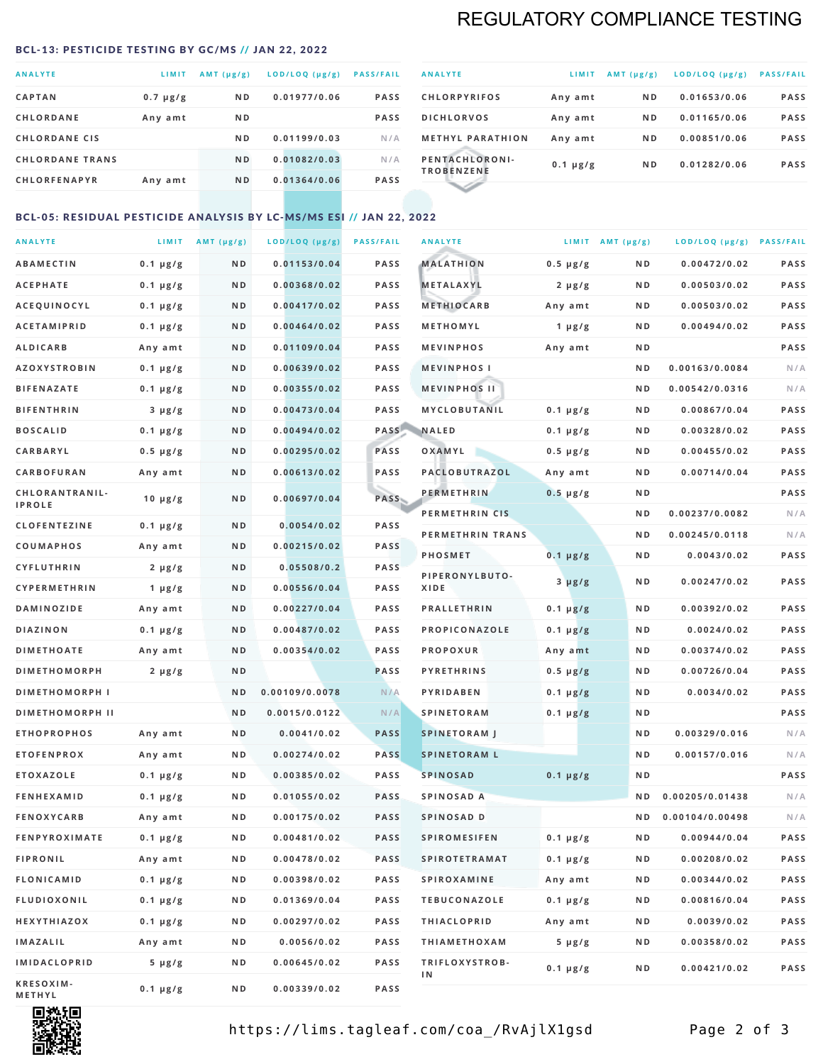# REGULATORY COMPLIANCE TESTING

## BCL-13: PESTICIDE TESTING BY GC/MS // JAN 22, 2022

| ANALYTE | LIMIT | AMT (μg/g) | LOD/LOQ (μg/g) | PASS/FAIL |
|---|---|---|---|---|
| CAPTAN | 0.7 μg/g | ND | 0.01977/0.06 | PASS |
| CHLORDANE | Any amt | ND | | PASS |
| CHLORDANE CIS | | ND | 0.01199/0.03 | N/A |
| CHLORDANE TRANS | | ND | 0.01082/0.03 | N/A |
| CHLORFENAPYR | Any amt | ND | 0.01364/0.06 | PASS |
| CHLORPYRIFOS | Any amt | ND | 0.01653/0.06 | PASS |
| DICHLORVOS | Any amt | ND | 0.01165/0.06 | PASS |
| METHYL PARATHION | Any amt | ND | 0.00851/0.06 | PASS |
| PENTACHLORONITROBENZENE | 0.1 μg/g | ND | 0.01282/0.06 | PASS |

## BCL-05: RESIDUAL PESTICIDE ANALYSIS BY LC-MS/MS ESI // JAN 22, 2022

| ANALYTE | LIMIT | AMT (μg/g) | LOD/LOQ (μg/g) | PASS/FAIL |
|---|---|---|---|---|
| ABAMECTIN | 0.1 μg/g | ND | 0.01153/0.04 | PASS |
| ACEPHATE | 0.1 μg/g | ND | 0.00368/0.02 | PASS |
| ACEQUINOCYL | 0.1 μg/g | ND | 0.00417/0.02 | PASS |
| ACETAMIPRID | 0.1 μg/g | ND | 0.00464/0.02 | PASS |
| ALDICARB | Any amt | ND | 0.01109/0.04 | PASS |
| AZOXYSTROBIN | 0.1 μg/g | ND | 0.00639/0.02 | PASS |
| BIFENAZATE | 0.1 μg/g | ND | 0.00355/0.02 | PASS |
| BIFENTHRIN | 3 μg/g | ND | 0.00473/0.04 | PASS |
| BOSCALID | 0.1 μg/g | ND | 0.00494/0.02 | PASS |
| CARBARYL | 0.5 μg/g | ND | 0.00295/0.02 | PASS |
| CARBOFURAN | Any amt | ND | 0.00613/0.02 | PASS |
| CHLORANTRANILIPROLE | 10 μg/g | ND | 0.00697/0.04 | PASS |
| CLOFENTEZINE | 0.1 μg/g | ND | 0.0054/0.02 | PASS |
| COUMAPHOS | Any amt | ND | 0.00215/0.02 | PASS |
| CYFLUTHRIN | 2 μg/g | ND | 0.05508/0.2 | PASS |
| CYPERMETHRIN | 1 μg/g | ND | 0.00556/0.04 | PASS |
| DAMINOZIDE | Any amt | ND | 0.00227/0.04 | PASS |
| DIAZINON | 0.1 μg/g | ND | 0.00487/0.02 | PASS |
| DIMETHOATE | Any amt | ND | 0.00354/0.02 | PASS |
| DIMETHOMORPH | 2 μg/g | ND | | PASS |
| DIMETHOMORPH I | | ND | 0.00109/0.0078 | N/A |
| DIMETHOMORPH II | | ND | 0.0015/0.0122 | N/A |
| ETHOPROPHOS | Any amt | ND | 0.0041/0.02 | PASS |
| ETOFENPROX | Any amt | ND | 0.00274/0.02 | PASS |
| ETOXAZOLE | 0.1 μg/g | ND | 0.00385/0.02 | PASS |
| FENHEXAMID | 0.1 μg/g | ND | 0.01055/0.02 | PASS |
| FENOXYCARB | Any amt | ND | 0.00175/0.02 | PASS |
| FENPYROXIMATE | 0.1 μg/g | ND | 0.00481/0.02 | PASS |
| FIPRONIL | Any amt | ND | 0.00478/0.02 | PASS |
| FLONICAMID | 0.1 μg/g | ND | 0.00398/0.02 | PASS |
| FLUDIOXONIL | 0.1 μg/g | ND | 0.01369/0.04 | PASS |
| HEXYTHIAZOX | 0.1 μg/g | ND | 0.00297/0.02 | PASS |
| IMAZALIL | Any amt | ND | 0.0056/0.02 | PASS |
| IMIDACLOPRID | 5 μg/g | ND | 0.00645/0.02 | PASS |
| KRESOXIM-METHYL | 0.1 μg/g | ND | 0.00339/0.02 | PASS |
| MALATHION | 0.5 μg/g | ND | 0.00472/0.02 | PASS |
| METALAXYL | 2 μg/g | ND | 0.00503/0.02 | PASS |
| METHIOCARB | Any amt | ND | 0.00503/0.02 | PASS |
| METHOMYL | 1 μg/g | ND | 0.00494/0.02 | PASS |
| MEVINPHOS | Any amt | ND | | PASS |
| MEVINPHOS I | | ND | 0.00163/0.0084 | N/A |
| MEVINPHOS II | | ND | 0.00542/0.0316 | N/A |
| MYCLOBUTANIL | 0.1 μg/g | ND | 0.00867/0.04 | PASS |
| NALED | 0.1 μg/g | ND | 0.00328/0.02 | PASS |
| OXAMYL | 0.5 μg/g | ND | 0.00455/0.02 | PASS |
| PACLOBUTRAZOL | Any amt | ND | 0.00714/0.04 | PASS |
| PERMETHRIN | 0.5 μg/g | ND | | PASS |
| PERMETHRIN CIS | | ND | 0.00237/0.0082 | N/A |
| PERMETHRIN TRANS | | ND | 0.00245/0.0118 | N/A |
| PHOSMET | 0.1 μg/g | ND | 0.0043/0.02 | PASS |
| PIPERONYLBUTOXIDE | 3 μg/g | ND | 0.00247/0.02 | PASS |
| PRALLETHRIN | 0.1 μg/g | ND | 0.00392/0.02 | PASS |
| PROPICONAZOLE | 0.1 μg/g | ND | 0.0024/0.02 | PASS |
| PROPOXUR | Any amt | ND | 0.00374/0.02 | PASS |
| PYRETHRINS | 0.5 μg/g | ND | 0.00726/0.04 | PASS |
| PYRIDABEN | 0.1 μg/g | ND | 0.0034/0.02 | PASS |
| SPINETORAM | 0.1 μg/g | ND | | PASS |
| SPINETORAM J | | ND | 0.00329/0.016 | N/A |
| SPINETORAM L | | ND | 0.00157/0.016 | N/A |
| SPINOSAD | 0.1 μg/g | ND | | PASS |
| SPINOSAD A | | ND | 0.00205/0.01438 | N/A |
| SPINOSAD D | | ND | 0.00104/0.00498 | N/A |
| SPIROMESIFEN | 0.1 μg/g | ND | 0.00944/0.04 | PASS |
| SPIROTETRAMAT | 0.1 μg/g | ND | 0.00208/0.02 | PASS |
| SPIROXAMINE | Any amt | ND | 0.00344/0.02 | PASS |
| TEBUCONAZOLE | 0.1 μg/g | ND | 0.00816/0.04 | PASS |
| THIACLOPRID | Any amt | ND | 0.0039/0.02 | PASS |
| THIAMETHOXAM | 5 μg/g | ND | 0.00358/0.02 | PASS |
| TRIFLOXYSTROBIN | 0.1 μg/g | ND | 0.00421/0.02 | PASS |

https://lims.tagleaf.com/coa_/RvAjlX1gsd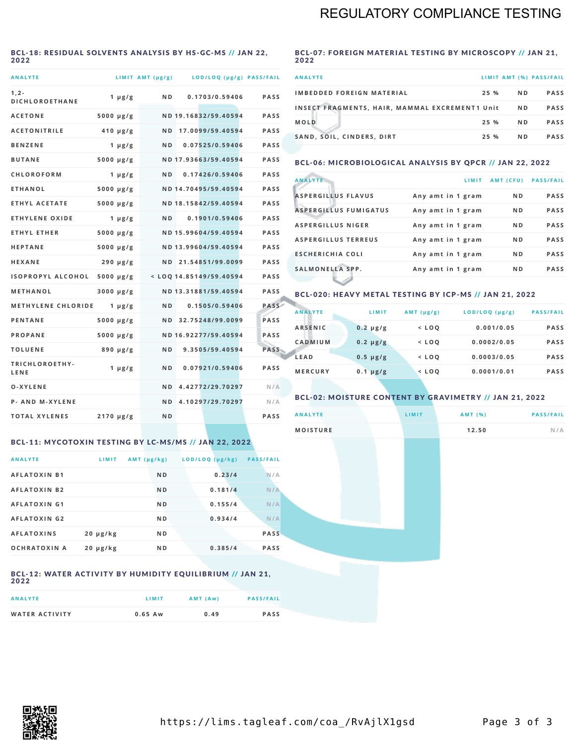# REGULATORY COMPLIANCE TESTING

## BCL-18: RESIDUAL SOLVENTS ANALYSIS BY HS-GC-MS // JAN 22, 2022

| ANALYTE | LIMIT | AMT (μg/g) | LOD/LOQ (μg/g) | PASS/FAIL |
|---|---|---|---|---|
| 1,2-DICHLOROETHANE | 1 μg/g | ND | 0.1703/0.59406 | PASS |
| ACETONE | 5000 μg/g | ND | 19.16832/59.40594 | PASS |
| ACETONITRILE | 410 μg/g | ND | 17.0099/59.40594 | PASS |
| BENZENE | 1 μg/g | ND | 0.07525/0.59406 | PASS |
| BUTANE | 5000 μg/g | ND | 17.93663/59.40594 | PASS |
| CHLOROFORM | 1 μg/g | ND | 0.17426/0.59406 | PASS |
| ETHANOL | 5000 μg/g | ND | 14.70495/59.40594 | PASS |
| ETHYL ACETATE | 5000 μg/g | ND | 18.15842/59.40594 | PASS |
| ETHYLENE OXIDE | 1 μg/g | ND | 0.1901/0.59406 | PASS |
| ETHYL ETHER | 5000 μg/g | ND | 15.99604/59.40594 | PASS |
| HEPTANE | 5000 μg/g | ND | 13.99604/59.40594 | PASS |
| HEXANE | 290 μg/g | ND | 21.54851/99.0099 | PASS |
| ISOPROPYL ALCOHOL | 5000 μg/g | < LOQ | 14.85149/59.40594 | PASS |
| METHANOL | 3000 μg/g | ND | 13.31881/59.40594 | PASS |
| METHYLENE CHLORIDE | 1 μg/g | ND | 0.1505/0.59406 | PASS |
| PENTANE | 5000 μg/g | ND | 32.75248/99.0099 | PASS |
| PROPANE | 5000 μg/g | ND | 16.92277/59.40594 | PASS |
| TOLUENE | 890 μg/g | ND | 9.3505/59.40594 | PASS |
| TRICHLOROETHYLENE | 1 μg/g | ND | 0.07921/0.59406 | PASS |
| O-XYLENE | | ND | 4.42772/29.70297 | N/A |
| P- AND M-XYLENE | | ND | 4.10297/29.70297 | N/A |
| TOTAL XYLENES | 2170 μg/g | ND | | PASS |

## BCL-11: MYCOTOXIN TESTING BY LC-MS/MS // JAN 22, 2022

| ANALYTE | LIMIT | AMT (μg/kg) | LOD/LOQ (μg/kg) | PASS/FAIL |
|---|---|---|---|---|
| AFLATOXIN B1 | | ND | 0.23/4 | N/A |
| AFLATOXIN B2 | | ND | 0.181/4 | N/A |
| AFLATOXIN G1 | | ND | 0.155/4 | N/A |
| AFLATOXIN G2 | | ND | 0.934/4 | N/A |
| AFLATOXINS | 20 μg/kg | ND | | PASS |
| OCHRATOXIN A | 20 μg/kg | ND | 0.385/4 | PASS |

## BCL-12: WATER ACTIVITY BY HUMIDITY EQUILIBRIUM // JAN 21, 2022

| ANALYTE | LIMIT | AMT (Aw) | PASS/FAIL |
|---|---|---|---|
| WATER ACTIVITY | 0.65 Aw | 0.49 | PASS |

## BCL-07: FOREIGN MATERIAL TESTING BY MICROSCOPY // JAN 21, 2022

| ANALYTE | LIMIT | AMT (%) | PASS/FAIL |
|---|---|---|---|
| IMBEDDED FOREIGN MATERIAL | 25 % | ND | PASS |
| INSECT FRAGMENTS, HAIR, MAMMAL EXCREMENT | 1 Unit | ND | PASS |
| MOLD | 25 % | ND | PASS |
| SAND, SOIL, CINDERS, DIRT | 25 % | ND | PASS |

## BCL-06: MICROBIOLOGICAL ANALYSIS BY QPCR // JAN 22, 2022

| ANALYTE | LIMIT | AMT (CFU) | PASS/FAIL |
|---|---|---|---|
| ASPERGILLUS FLAVUS | Any amt in 1 gram | ND | PASS |
| ASPERGILLUS FUMIGATUS | Any amt in 1 gram | ND | PASS |
| ASPERGILLUS NIGER | Any amt in 1 gram | ND | PASS |
| ASPERGILLUS TERREUS | Any amt in 1 gram | ND | PASS |
| ESCHERICHIA COLI | Any amt in 1 gram | ND | PASS |
| SALMONELLA SPP. | Any amt in 1 gram | ND | PASS |

## BCL-020: HEAVY METAL TESTING BY ICP-MS // JAN 21, 2022

| ANALYTE | LIMIT | AMT (μg/g) | LOD/LOQ (μg/g) | PASS/FAIL |
|---|---|---|---|---|
| ARSENIC | 0.2 μg/g | < LOQ | 0.001/0.05 | PASS |
| CADMIUM | 0.2 μg/g | < LOQ | 0.0002/0.05 | PASS |
| LEAD | 0.5 μg/g | < LOQ | 0.0003/0.05 | PASS |
| MERCURY | 0.1 μg/g | < LOQ | 0.0001/0.01 | PASS |

## BCL-02: MOISTURE CONTENT BY GRAVIMETRY // JAN 21, 2022

| ANALYTE | LIMIT | AMT (%) | PASS/FAIL |
|---|---|---|---|
| MOISTURE | | 12.50 | N/A |

https://lims.tagleaf.com/coa_/RvAjlX1gsd